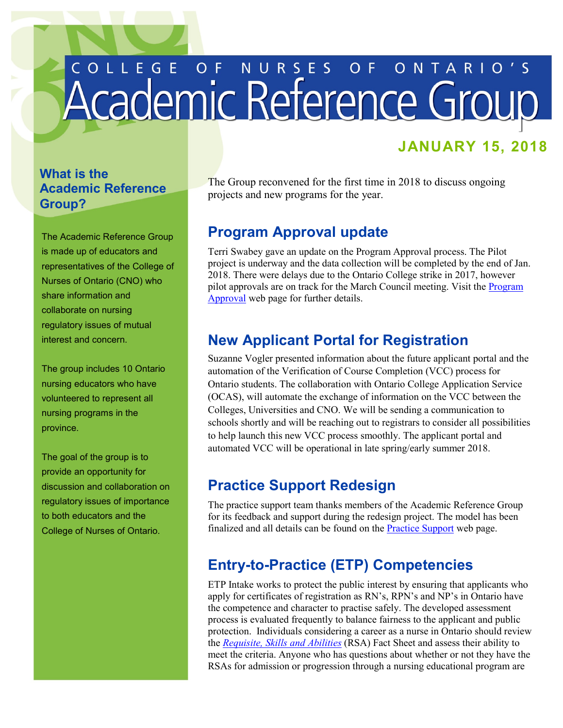# COLLEGE OF NURSES OF ONTARIO'S Academic Reference Group

**JANUARY 15, 2018**

## What is the Academic Reference Group?

The Academic Reference Group is made up of educators and representatives of the College of Nurses of Ontario (CNO) who share information and collaborate on nursing regulatory issues of mutual interest and concern.

The group includes 10 Ontario nursing educators who have volunteered to represent all nursing programs in the province.

The goal of the group is to provide an opportunity for discussion and collaboration on regulatory issues of importance to both educators and the College of Nurses of Ontario.

The Group reconvened for the first time in 2018 to discuss ongoing projects and new programs for the year.

## Program Approval update

Terri Swabey gave an update on the Program Approval process. The Pilot project is underway and the data collection will be completed by the end of Jan. 2018. There were delays due to the Ontario College strike in 2017, however pilot approvals are on track for the March Council meeting. Visit the Program Approval web page for further details.

## New Applicant Portal for Registration

Suzanne Vogler presented information about the future applicant portal and the automation of the Verification of Course Completion (VCC) process for Ontario students. The collaboration with Ontario College Application Service (OCAS), will automate the exchange of information on the VCC between the Colleges, Universities and CNO. We will be sending a communication to schools shortly and will be reaching out to registrars to consider all possibilities to help launch this new VCC process smoothly. The applicant portal and automated VCC will be operational in late spring/early summer 2018.

## Practice Support Redesign

The practice support team thanks members of the Academic Reference Group for its feedback and support during the redesign project. The model has been finalized and all details can be found on the Practice Support web page.

## Entry-to-Practice (ETP) Competencies

ETP Intake works to protect the public interest by ensuring that applicants who apply for certificates of registration as RN's, RPN's and NP's in Ontario have the competence and character to practise safely. The developed assessment process is evaluated frequently to balance fairness to the applicant and public protection. Individuals considering a career as a nurse in Ontario should review the *Requisite, Skills and Abilities* (RSA) Fact Sheet and assess their ability to meet the criteria. Anyone who has questions about whether or not they have the RSAs for admission or progression through a nursing educational program are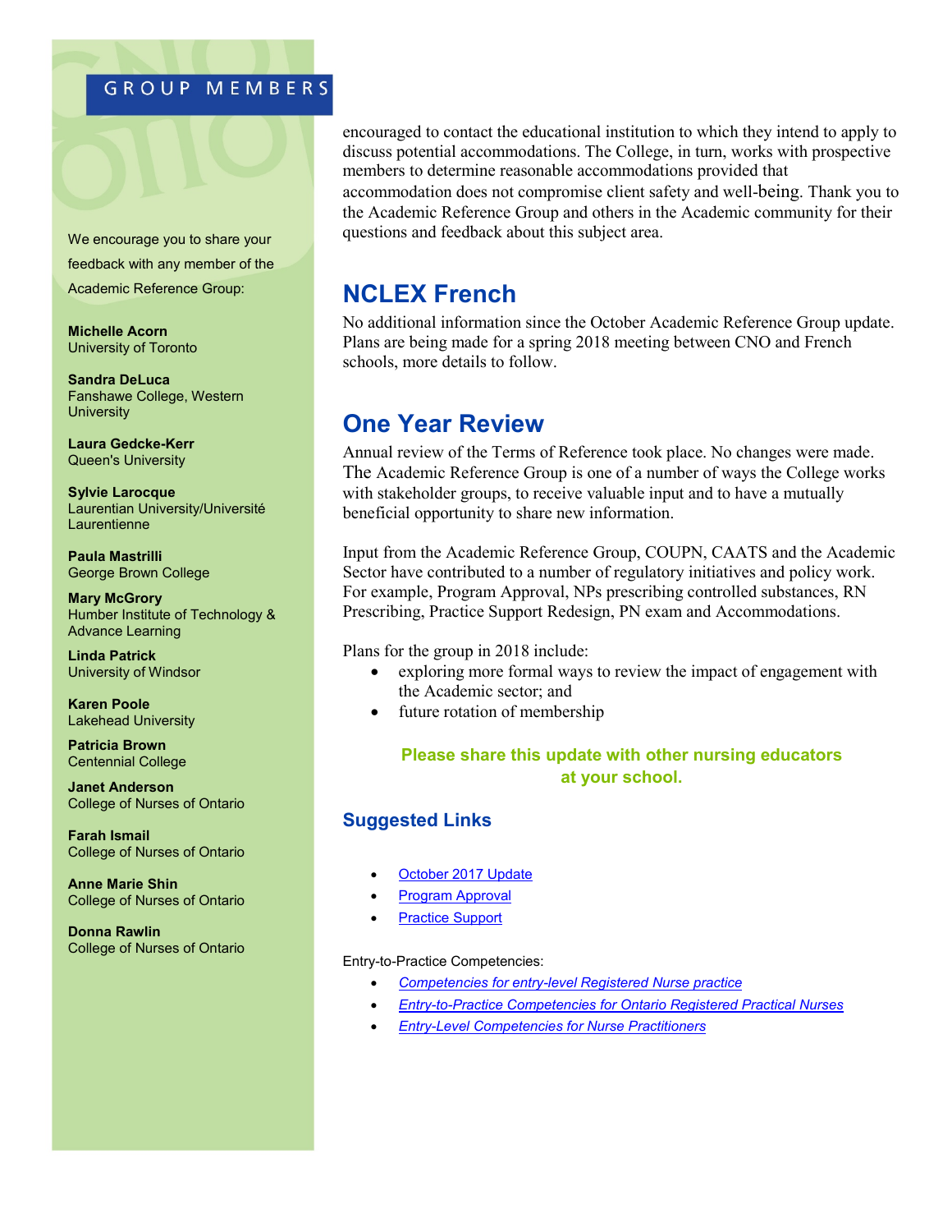## GROUP MEMBERS

We encourage you to share your feedback with any member of the Academic Reference Group:

**Michelle Acorn**
University of Toronto

**Sandra DeLuca**
Fanshawe College, Western University

**Laura Gedcke-Kerr**
Queen's University

**Sylvie Larocque**
Laurentian University/Université Laurentienne

**Paula Mastrilli**
George Brown College

**Mary McGrory**
Humber Institute of Technology & Advance Learning

**Linda Patrick**
University of Windsor

**Karen Poole**
Lakehead University

**Patricia Brown**
Centennial College

**Janet Anderson**
College of Nurses of Ontario

**Farah Ismail**
College of Nurses of Ontario

**Anne Marie Shin**
College of Nurses of Ontario

**Donna Rawlin**
College of Nurses of Ontario

encouraged to contact the educational institution to which they intend to apply to discuss potential accommodations. The College, in turn, works with prospective members to determine reasonable accommodations provided that accommodation does not compromise client safety and well-being. Thank you to the Academic Reference Group and others in the Academic community for their questions and feedback about this subject area.

## NCLEX French

No additional information since the October Academic Reference Group update. Plans are being made for a spring 2018 meeting between CNO and French schools, more details to follow.

## One Year Review

Annual review of the Terms of Reference took place. No changes were made. The Academic Reference Group is one of a number of ways the College works with stakeholder groups, to receive valuable input and to have a mutually beneficial opportunity to share new information.

Input from the Academic Reference Group, COUPN, CAATS and the Academic Sector have contributed to a number of regulatory initiatives and policy work. For example, Program Approval, NPs prescribing controlled substances, RN Prescribing, Practice Support Redesign, PN exam and Accommodations.

Plans for the group in 2018 include:

- exploring more formal ways to review the impact of engagement with the Academic sector; and
- future rotation of membership

**Please share this update with other nursing educators at your school.**

### Suggested Links

- October 2017 Update
- Program Approval
- Practice Support

Entry-to-Practice Competencies:

- *Competencies for entry-level Registered Nurse practice*
- *Entry-to-Practice Competencies for Ontario Registered Practical Nurses*
- *Entry-Level Competencies for Nurse Practitioners*